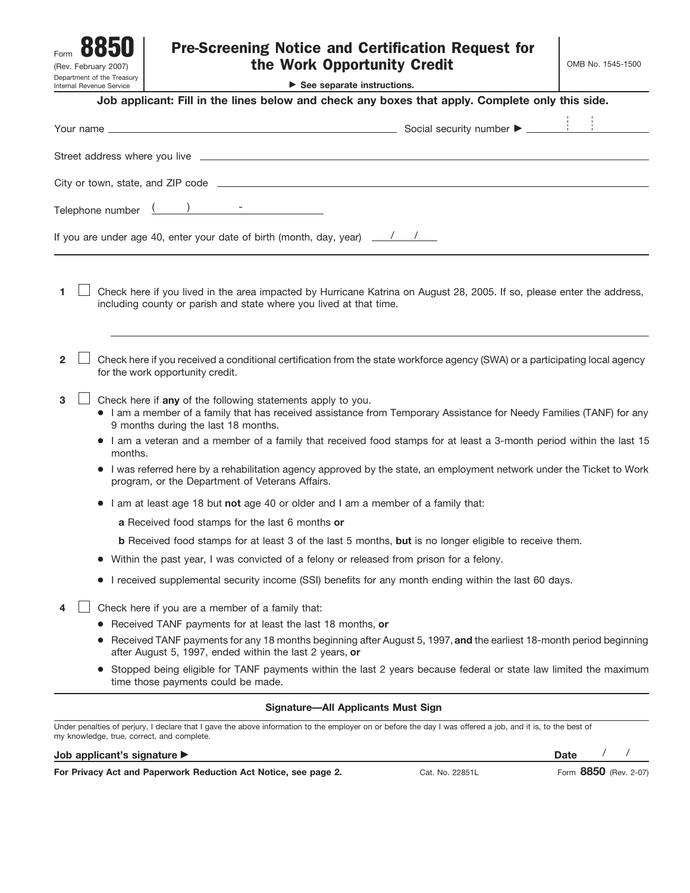Form **8850**
(Rev. February 2007)
Department of the Treasury
Internal Revenue Service

# Pre-Screening Notice and Certification Request for the Work Opportunity Credit

▶ See separate instructions.

OMB No. 1545-1500

**Job applicant: Fill in the lines below and check any boxes that apply. Complete only this side.**

Your name ______________________________ Social security number ▶ ______

Street address where you live ______________________________

City or town, state, and ZIP code ______________________________

Telephone number ( ) -

If you are under age 40, enter your date of birth (month, day, year) / /

---

**1** ☐ Check here if you lived in the area impacted by Hurricane Katrina on August 28, 2005. If so, please enter the address, including county or parish and state where you lived at that time.

______________________________

**2** ☐ Check here if you received a conditional certification from the state workforce agency (SWA) or a participating local agency for the work opportunity credit.

**3** ☐ Check here if **any** of the following statements apply to you.

- I am a member of a family that has received assistance from Temporary Assistance for Needy Families (TANF) for any 9 months during the last 18 months.
- I am a veteran and a member of a family that received food stamps for at least a 3-month period within the last 15 months.
- I was referred here by a rehabilitation agency approved by the state, an employment network under the Ticket to Work program, or the Department of Veterans Affairs.
- I am at least age 18 but **not** age 40 or older and I am a member of a family that:

  **a** Received food stamps for the last 6 months **or**

  **b** Received food stamps for at least 3 of the last 5 months, **but** is no longer eligible to receive them.
- Within the past year, I was convicted of a felony or released from prison for a felony.
- I received supplemental security income (SSI) benefits for any month ending within the last 60 days.

**4** ☐ Check here if you are a member of a family that:

- Received TANF payments for at least the last 18 months, **or**
- Received TANF payments for any 18 months beginning after August 5, 1997, **and** the earliest 18-month period beginning after August 5, 1997, ended within the last 2 years, **or**
- Stopped being eligible for TANF payments within the last 2 years because federal or state law limited the maximum time those payments could be made.

---

**Signature—All Applicants Must Sign**

Under penalties of perjury, I declare that I gave the above information to the employer on or before the day I was offered a job, and it is, to the best of my knowledge, true, correct, and complete.

**Job applicant's signature ▶** ______________________________ **Date** / /

**For Privacy Act and Paperwork Reduction Act Notice, see page 2.** Cat. No. 22851L Form **8850** (Rev. 2-07)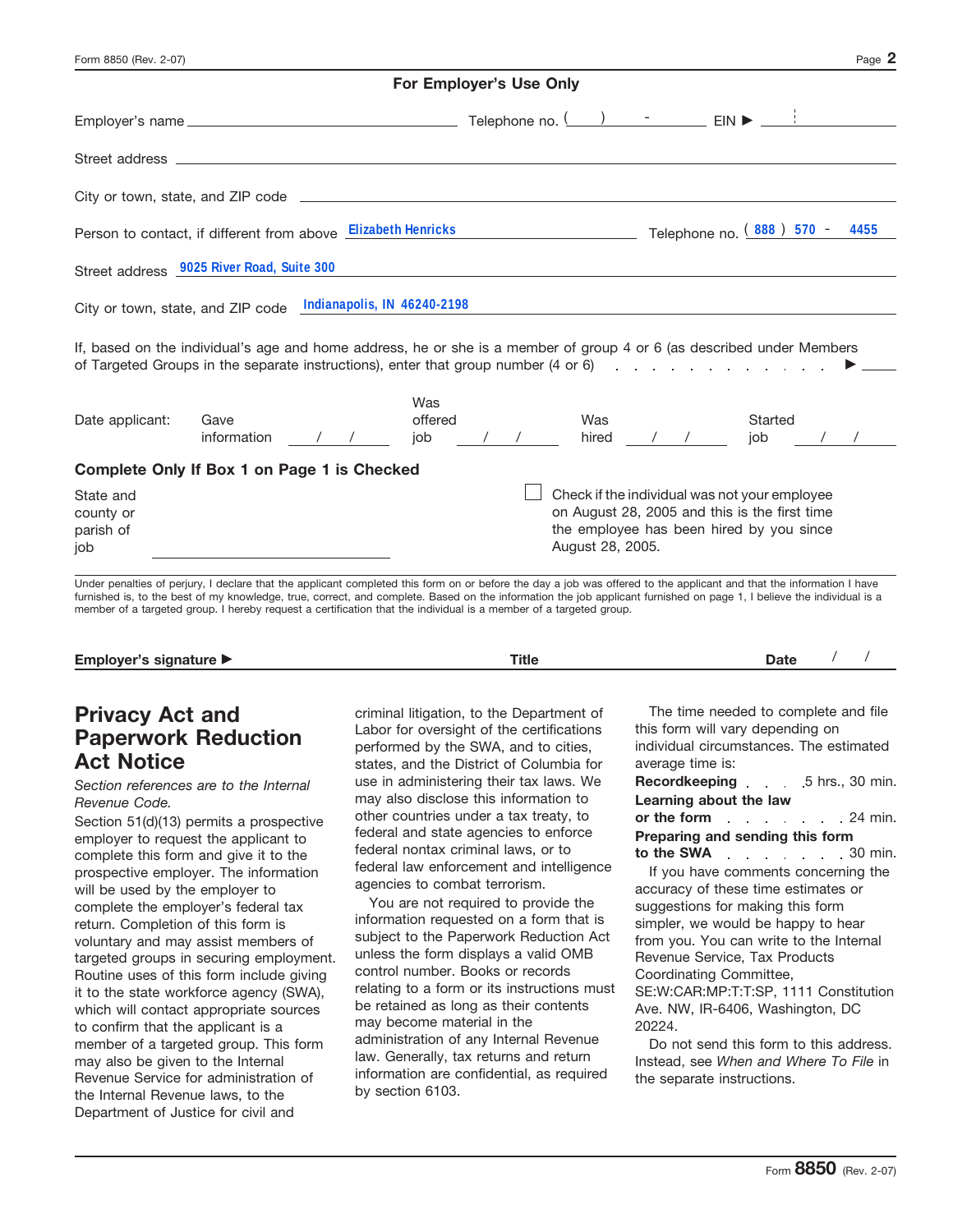## For Employer's Use Only

Employer's name ______________________ Telephone no. (    )    -         EIN ▶ 

Street address ______________________

City or town, state, and ZIP code ______________________

Person to contact, if different from above **Elizabeth Henricks** Telephone no. ( 888 ) 570 - 4455

Street address **9025 River Road, Suite 300**

City or town, state, and ZIP code **Indianapolis, IN 46240-2198**

If, based on the individual's age and home address, he or she is a member of group 4 or 6 (as described under Members of Targeted Groups in the separate instructions), enter that group number (4 or 6) . . . . . . . . . . . . . ▶ ____

Date applicant: Gave information  /  /   Was offered job  /  /   Was hired  /  /   Started job  /  /

### Complete Only If Box 1 on Page 1 is Checked

State and county or parish of job ______________________

☐ Check if the individual was not your employee on August 28, 2005 and this is the first time the employee has been hired by you since August 28, 2005.

Under penalties of perjury, I declare that the applicant completed this form on or before the day a job was offered to the applicant and that the information I have furnished is, to the best of my knowledge, true, correct, and complete. Based on the information the job applicant furnished on page 1, I believe the individual is a member of a targeted group. I hereby request a certification that the individual is a member of a targeted group.

**Employer's signature ▶** ______________ **Title** ______________ **Date**  /  /

# Privacy Act and Paperwork Reduction Act Notice

*Section references are to the Internal Revenue Code.*

Section 51(d)(13) permits a prospective employer to request the applicant to complete this form and give it to the prospective employer. The information will be used by the employer to complete the employer's federal tax return. Completion of this form is voluntary and may assist members of targeted groups in securing employment. Routine uses of this form include giving it to the state workforce agency (SWA), which will contact appropriate sources to confirm that the applicant is a member of a targeted group. This form may also be given to the Internal Revenue Service for administration of the Internal Revenue laws, to the Department of Justice for civil and criminal litigation, to the Department of Labor for oversight of the certifications performed by the SWA, and to cities, states, and the District of Columbia for use in administering their tax laws. We may also disclose this information to other countries under a tax treaty, to federal and state agencies to enforce federal nontax criminal laws, or to federal law enforcement and intelligence agencies to combat terrorism.

You are not required to provide the information requested on a form that is subject to the Paperwork Reduction Act unless the form displays a valid OMB control number. Books or records relating to a form or its instructions must be retained as long as their contents may become material in the administration of any Internal Revenue law. Generally, tax returns and return information are confidential, as required by section 6103.

The time needed to complete and file this form will vary depending on individual circumstances. The estimated average time is:

**Recordkeeping** . . . . 5 hrs., 30 min.
**Learning about the law or the form** . . . . . . . . 24 min.
**Preparing and sending this form to the SWA** . . . . . . . . 30 min.

If you have comments concerning the accuracy of these time estimates or suggestions for making this form simpler, we would be happy to hear from you. You can write to the Internal Revenue Service, Tax Products Coordinating Committee, SE:W:CAR:MP:T:T:SP, 1111 Constitution Ave. NW, IR-6406, Washington, DC 20224.

Do not send this form to this address. Instead, see *When and Where To File* in the separate instructions.